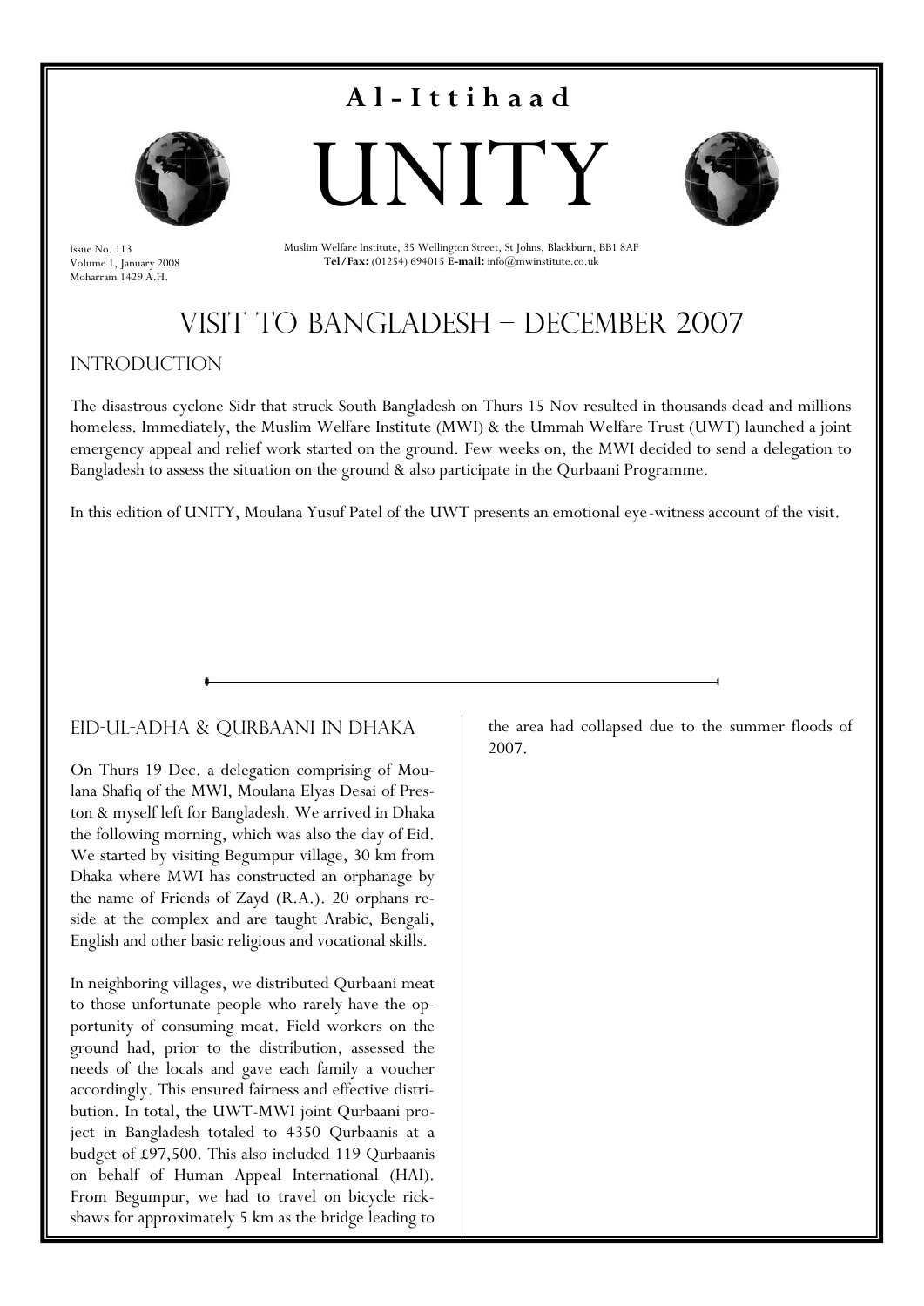# Al-Ittihaad

# UNITY

Issue No. 113
Volume 1, January 2008
Moharram 1429 A.H.

Muslim Welfare Institute, 35 Wellington Street, St Johns, Blackburn, BB1 8AF
**Tel/Fax:** (01254) 694015 **E-mail:** info@mwinstitute.co.uk

## VISIT TO BANGLADESH – DECEMBER 2007

### INTRODUCTION

The disastrous cyclone Sidr that struck South Bangladesh on Thurs 15 Nov resulted in thousands dead and millions homeless. Immediately, the Muslim Welfare Institute (MWI) & the Ummah Welfare Trust (UWT) launched a joint emergency appeal and relief work started on the ground. Few weeks on, the MWI decided to send a delegation to Bangladesh to assess the situation on the ground & also participate in the Qurbaani Programme.

In this edition of UNITY, Moulana Yusuf Patel of the UWT presents an emotional eye-witness account of the visit.

### EID-UL-ADHA & QURBAANI IN DHAKA

On Thurs 19 Dec. a delegation comprising of Moulana Shafiq of the MWI, Moulana Elyas Desai of Preston & myself left for Bangladesh. We arrived in Dhaka the following morning, which was also the day of Eid. We started by visiting Begumpur village, 30 km from Dhaka where MWI has constructed an orphanage by the name of Friends of Zayd (R.A.). 20 orphans reside at the complex and are taught Arabic, Bengali, English and other basic religious and vocational skills.

In neighboring villages, we distributed Qurbaani meat to those unfortunate people who rarely have the opportunity of consuming meat. Field workers on the ground had, prior to the distribution, assessed the needs of the locals and gave each family a voucher accordingly. This ensured fairness and effective distribution. In total, the UWT-MWI joint Qurbaani project in Bangladesh totaled to 4350 Qurbaanis at a budget of £97,500. This also included 119 Qurbaanis on behalf of Human Appeal International (HAI). From Begumpur, we had to travel on bicycle rickshaws for approximately 5 km as the bridge leading to the area had collapsed due to the summer floods of 2007.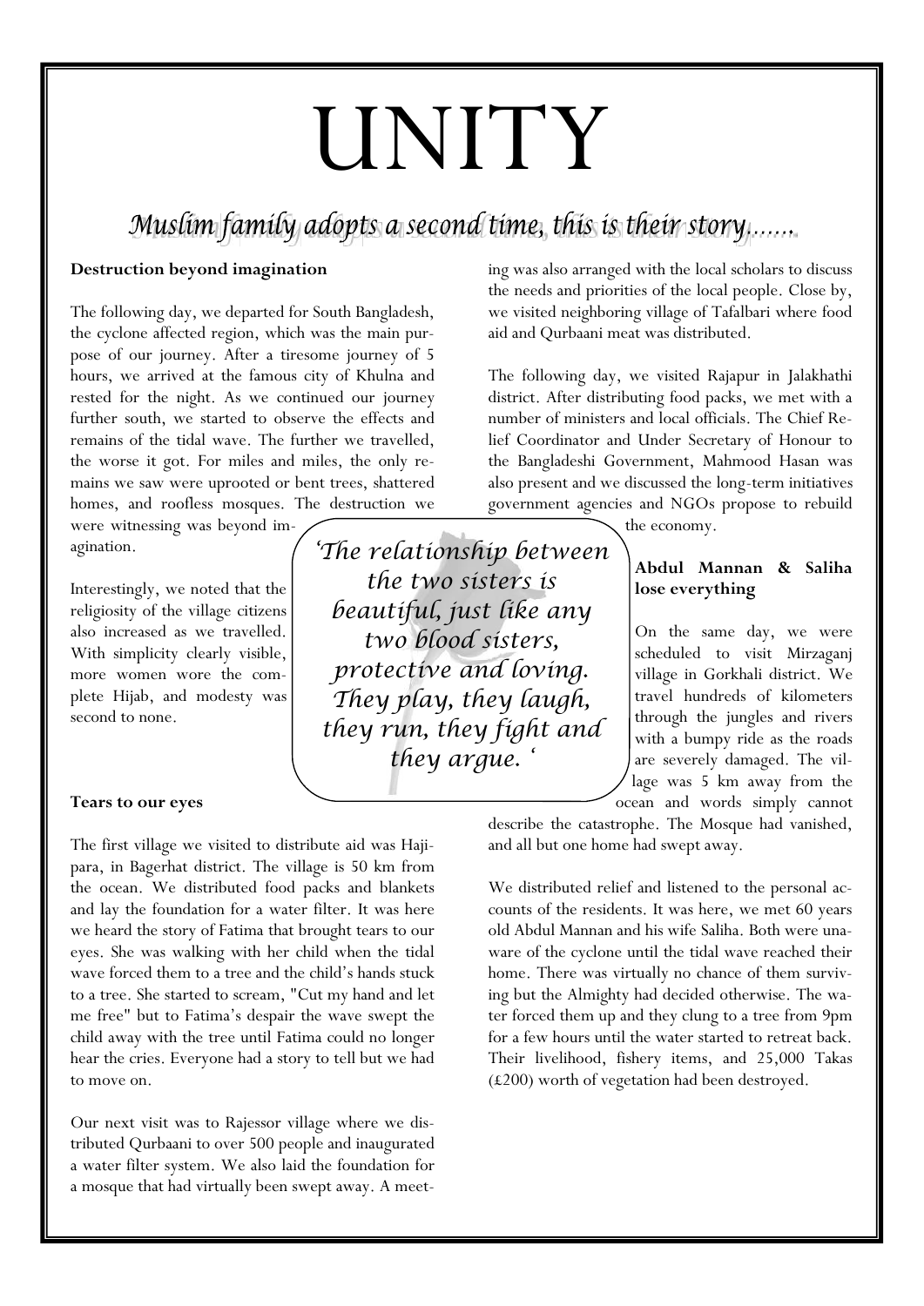# UNITY

## *Muslim family adopts a second time, this is their story.......*

**Destruction beyond imagination**

The following day, we departed for South Bangladesh, the cyclone affected region, which was the main purpose of our journey. After a tiresome journey of 5 hours, we arrived at the famous city of Khulna and rested for the night. As we continued our journey further south, we started to observe the effects and remains of the tidal wave. The further we travelled, the worse it got. For miles and miles, the only remains we saw were uprooted or bent trees, shattered homes, and roofless mosques. The destruction we were witnessing was beyond imagination.

Interestingly, we noted that the religiosity of the village citizens also increased as we travelled. With simplicity clearly visible, more women wore the complete Hijab, and modesty was second to none.

> *'The relationship between the two sisters is beautiful, just like any two blood sisters, protective and loving. They play, they laugh, they run, they fight and they argue. '*

**Tears to our eyes**

The first village we visited to distribute aid was Hajipara, in Bagerhat district. The village is 50 km from the ocean. We distributed food packs and blankets and lay the foundation for a water filter. It was here we heard the story of Fatima that brought tears to our eyes. She was walking with her child when the tidal wave forced them to a tree and the child's hands stuck to a tree. She started to scream, "Cut my hand and let me free" but to Fatima's despair the wave swept the child away with the tree until Fatima could no longer hear the cries. Everyone had a story to tell but we had to move on.

Our next visit was to Rajessor village where we distributed Qurbaani to over 500 people and inaugurated a water filter system. We also laid the foundation for a mosque that had virtually been swept away. A meeting was also arranged with the local scholars to discuss the needs and priorities of the local people. Close by, we visited neighboring village of Tafalbari where food aid and Qurbaani meat was distributed.

The following day, we visited Rajapur in Jalakhathi district. After distributing food packs, we met with a number of ministers and local officials. The Chief Relief Coordinator and Under Secretary of Honour to the Bangladeshi Government, Mahmood Hasan was also present and we discussed the long-term initiatives government agencies and NGOs propose to rebuild the economy.

**Abdul Mannan & Saliha lose everything**

On the same day, we were scheduled to visit Mirzaganj village in Gorkhali district. We travel hundreds of kilometers through the jungles and rivers with a bumpy ride as the roads are severely damaged. The village was 5 km away from the ocean and words simply cannot describe the catastrophe. The Mosque had vanished, and all but one home had swept away.

We distributed relief and listened to the personal accounts of the residents. It was here, we met 60 years old Abdul Mannan and his wife Saliha. Both were unaware of the cyclone until the tidal wave reached their home. There was virtually no chance of them surviving but the Almighty had decided otherwise. The water forced them up and they clung to a tree from 9pm for a few hours until the water started to retreat back. Their livelihood, fishery items, and 25,000 Takas (£200) worth of vegetation had been destroyed.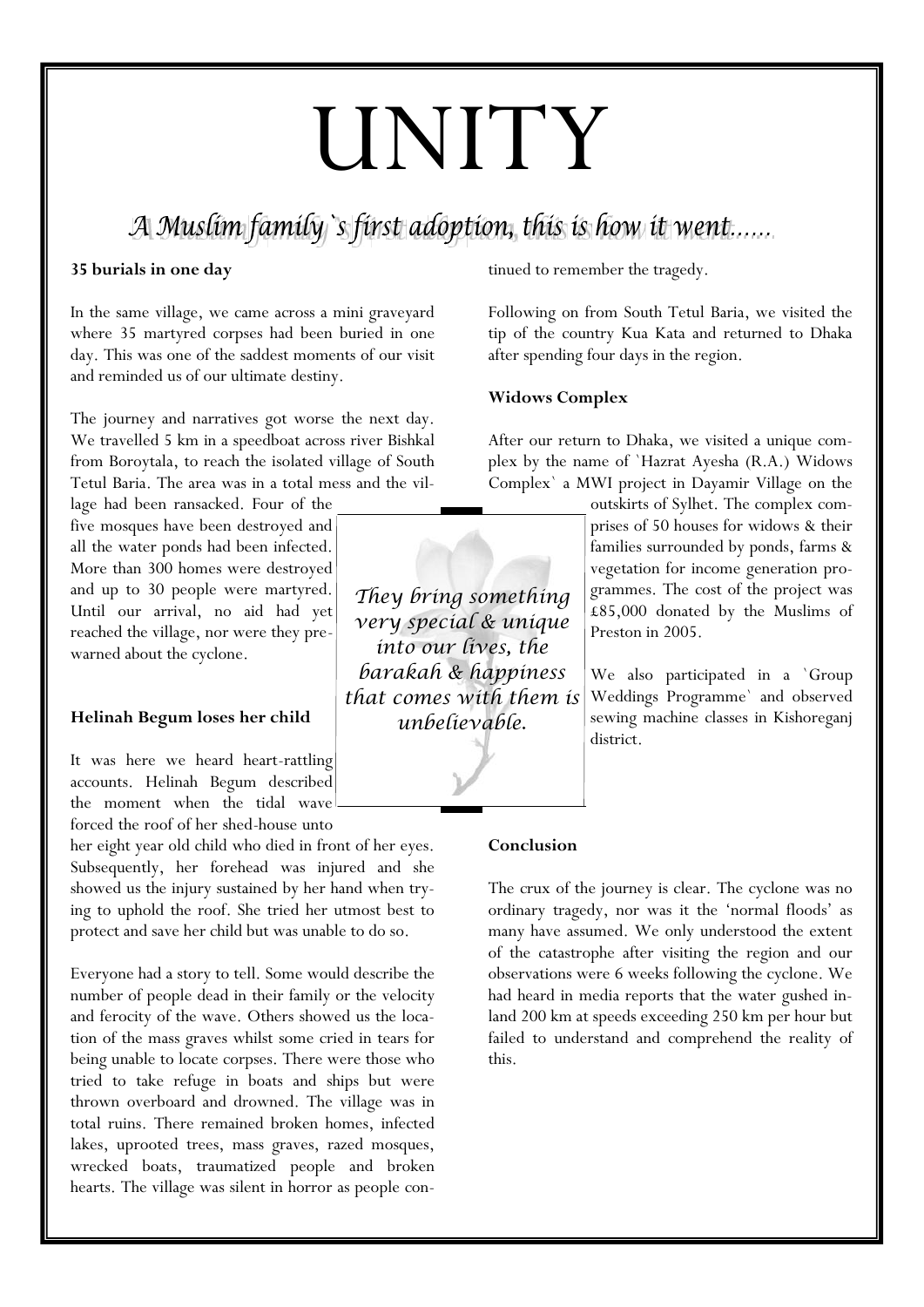# UNITY

## *A Muslim family`s first adoption, this is how it went......*

**35 burials in one day**

In the same village, we came across a mini graveyard where 35 martyred corpses had been buried in one day. This was one of the saddest moments of our visit and reminded us of our ultimate destiny.

The journey and narratives got worse the next day. We travelled 5 km in a speedboat across river Bishkal from Boroytala, to reach the isolated village of South Tetul Baria. The area was in a total mess and the village had been ransacked. Four of the five mosques have been destroyed and all the water ponds had been infected. More than 300 homes were destroyed and up to 30 people were martyred. Until our arrival, no aid had yet reached the village, nor were they pre-warned about the cyclone.

**Helinah Begum loses her child**

It was here we heard heart-rattling accounts. Helinah Begum described the moment when the tidal wave forced the roof of her shed-house unto her eight year old child who died in front of her eyes. Subsequently, her forehead was injured and she showed us the injury sustained by her hand when trying to uphold the roof. She tried her utmost best to protect and save her child but was unable to do so.

Everyone had a story to tell. Some would describe the number of people dead in their family or the velocity and ferocity of the wave. Others showed us the location of the mass graves whilst some cried in tears for being unable to locate corpses. There were those who tried to take refuge in boats and ships but were thrown overboard and drowned. The village was in total ruins. There remained broken homes, infected lakes, uprooted trees, mass graves, razed mosques, wrecked boats, traumatized people and broken hearts. The village was silent in horror as people continued to remember the tragedy.

Following on from South Tetul Baria, we visited the tip of the country Kua Kata and returned to Dhaka after spending four days in the region.

*They bring something very special & unique into our lives, the barakah & happiness that comes with them is unbelievable.*

**Widows Complex**

After our return to Dhaka, we visited a unique complex by the name of `Hazrat Ayesha (R.A.) Widows Complex` a MWI project in Dayamir Village on the outskirts of Sylhet. The complex comprises of 50 houses for widows & their families surrounded by ponds, farms & vegetation for income generation programmes. The cost of the project was £85,000 donated by the Muslims of Preston in 2005.

We also participated in a `Group Weddings Programme` and observed sewing machine classes in Kishoreganj district.

**Conclusion**

The crux of the journey is clear. The cyclone was no ordinary tragedy, nor was it the 'normal floods' as many have assumed. We only understood the extent of the catastrophe after visiting the region and our observations were 6 weeks following the cyclone. We had heard in media reports that the water gushed inland 200 km at speeds exceeding 250 km per hour but failed to understand and comprehend the reality of this.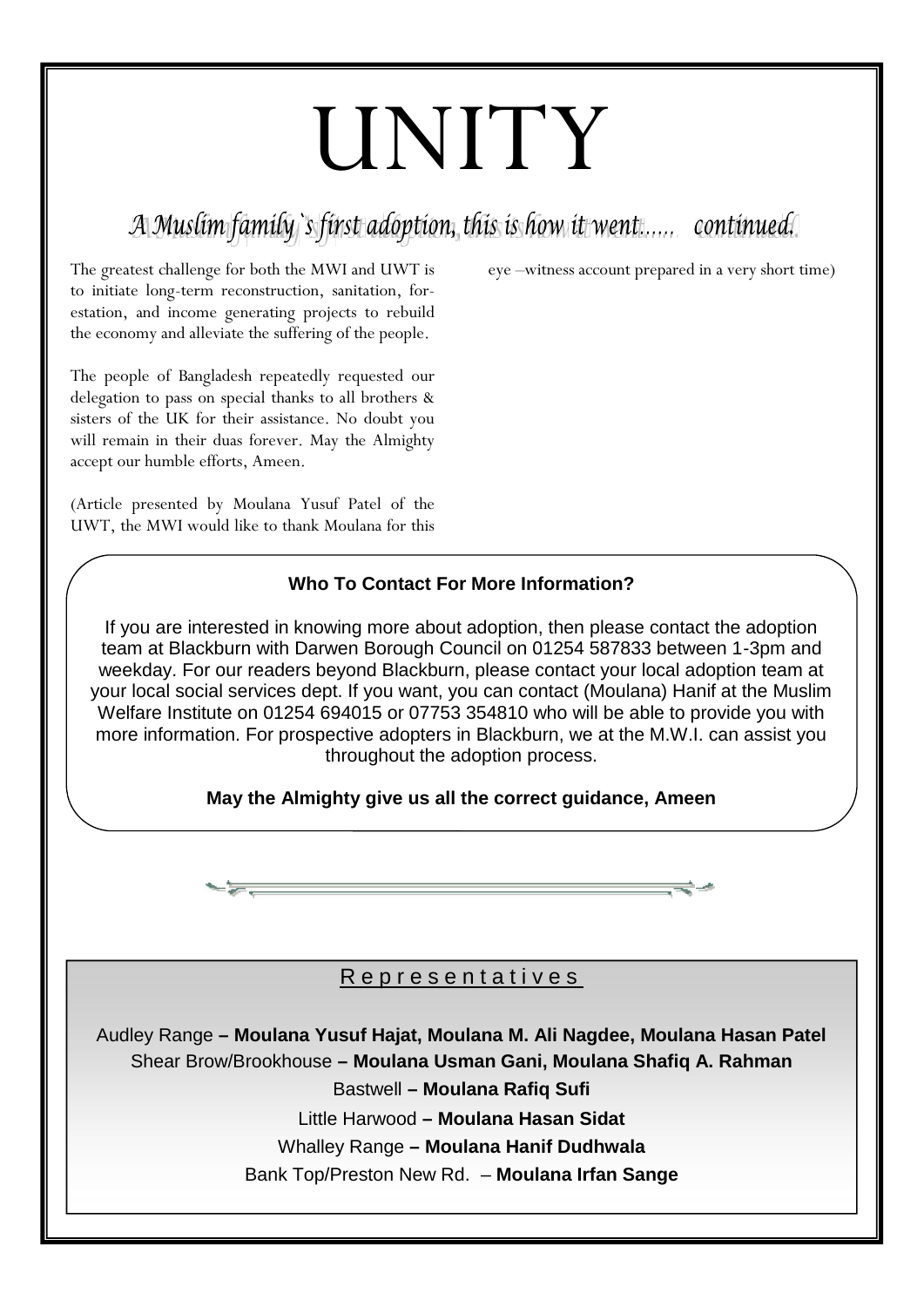# UNITY

## *A Muslim family`s first adoption, this is how it went..... continued.*

The greatest challenge for both the MWI and UWT is to initiate long-term reconstruction, sanitation, for-estation, and income generating projects to rebuild the economy and alleviate the suffering of the people.

The people of Bangladesh repeatedly requested our delegation to pass on special thanks to all brothers & sisters of the UK for their assistance. No doubt you will remain in their duas forever. May the Almighty accept our humble efforts, Ameen.

(Article presented by Moulana Yusuf Patel of the UWT, the MWI would like to thank Moulana for this eye –witness account prepared in a very short time)

**Who To Contact For More Information?**

If you are interested in knowing more about adoption, then please contact the adoption team at Blackburn with Darwen Borough Council on 01254 587833 between 1-3pm and weekday. For our readers beyond Blackburn, please contact your local adoption team at your local social services dept. If you want, you can contact (Moulana) Hanif at the Muslim Welfare Institute on 01254 694015 or 07753 354810 who will be able to provide you with more information. For prospective adopters in Blackburn, we at the M.W.I. can assist you throughout the adoption process.

**May the Almighty give us all the correct guidance, Ameen**

## Representatives

Audley Range **– Moulana Yusuf Hajat, Moulana M. Ali Nagdee, Moulana Hasan Patel**

Shear Brow/Brookhouse **– Moulana Usman Gani, Moulana Shafiq A. Rahman**

Bastwell **– Moulana Rafiq Sufi**

Little Harwood **– Moulana Hasan Sidat**

Whalley Range **– Moulana Hanif Dudhwala**

Bank Top/Preston New Rd. – **Moulana Irfan Sange**